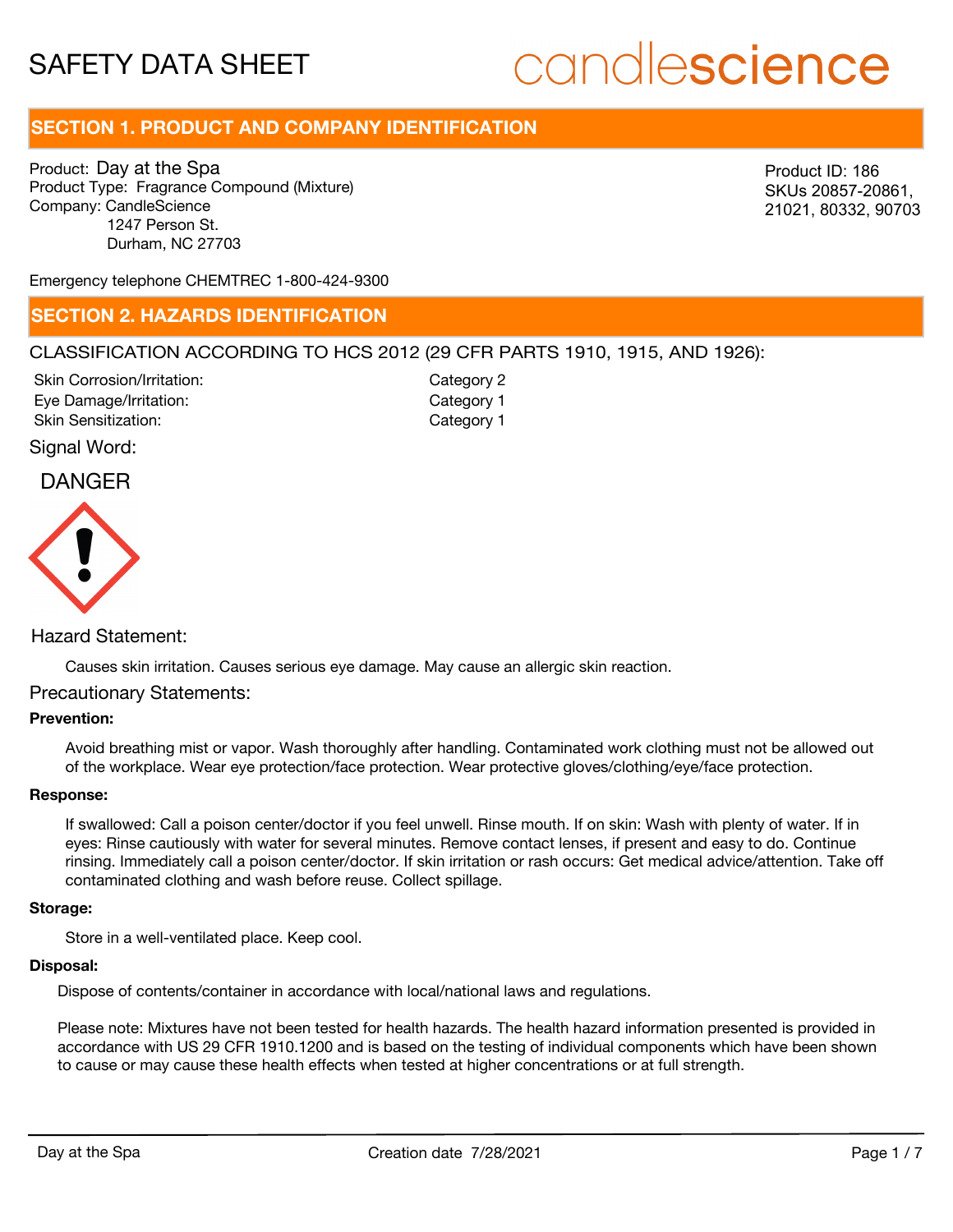# SAFETY DATA SHEET

candlescience

## SECTION 1. PRODUCT AND COMPANY IDENTIFICATION

Product: Day at the Spa
Product Type: Fragrance Compound (Mixture)
Company: CandleScience
1247 Person St.
Durham, NC 27703

Product ID: 186
SKUs 20857-20861, 21021, 80332, 90703

Emergency telephone CHEMTREC 1-800-424-9300

## SECTION 2. HAZARDS IDENTIFICATION

CLASSIFICATION ACCORDING TO HCS 2012 (29 CFR PARTS 1910, 1915, AND 1926):

| | |
|---|---|
| Skin Corrosion/Irritation: | Category 2 |
| Eye Damage/Irritation: | Category 1 |
| Skin Sensitization: | Category 1 |

Signal Word:

DANGER

Hazard Statement:

Causes skin irritation. Causes serious eye damage. May cause an allergic skin reaction.

Precautionary Statements:

**Prevention:**

Avoid breathing mist or vapor. Wash thoroughly after handling. Contaminated work clothing must not be allowed out of the workplace. Wear eye protection/face protection. Wear protective gloves/clothing/eye/face protection.

**Response:**

If swallowed: Call a poison center/doctor if you feel unwell. Rinse mouth. If on skin: Wash with plenty of water. If in eyes: Rinse cautiously with water for several minutes. Remove contact lenses, if present and easy to do. Continue rinsing. Immediately call a poison center/doctor. If skin irritation or rash occurs: Get medical advice/attention. Take off contaminated clothing and wash before reuse. Collect spillage.

**Storage:**

Store in a well-ventilated place. Keep cool.

**Disposal:**

Dispose of contents/container in accordance with local/national laws and regulations.

Please note: Mixtures have not been tested for health hazards. The health hazard information presented is provided in accordance with US 29 CFR 1910.1200 and is based on the testing of individual components which have been shown to cause or may cause these health effects when tested at higher concentrations or at full strength.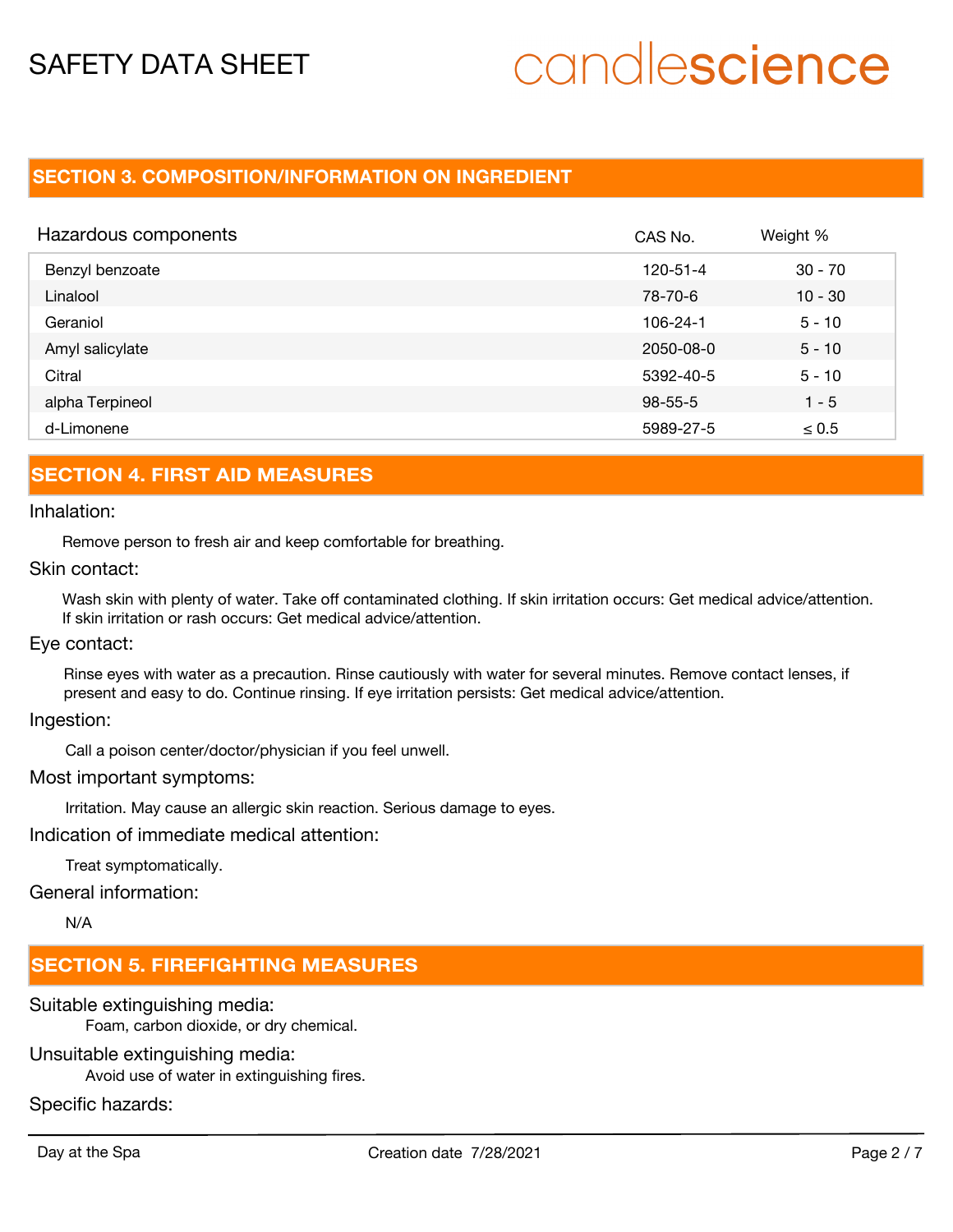## SECTION 3. COMPOSITION/INFORMATION ON INGREDIENT

| Hazardous components | CAS No. | Weight % |
|---|---|---|
| Benzyl benzoate | 120-51-4 | 30 - 70 |
| Linalool | 78-70-6 | 10 - 30 |
| Geraniol | 106-24-1 | 5 - 10 |
| Amyl salicylate | 2050-08-0 | 5 - 10 |
| Citral | 5392-40-5 | 5 - 10 |
| alpha Terpineol | 98-55-5 | 1 - 5 |
| d-Limonene | 5989-27-5 | ≤ 0.5 |

## SECTION 4. FIRST AID MEASURES

### Inhalation:

Remove person to fresh air and keep comfortable for breathing.

### Skin contact:

Wash skin with plenty of water. Take off contaminated clothing. If skin irritation occurs: Get medical advice/attention. If skin irritation or rash occurs: Get medical advice/attention.

### Eye contact:

Rinse eyes with water as a precaution. Rinse cautiously with water for several minutes. Remove contact lenses, if present and easy to do. Continue rinsing. If eye irritation persists: Get medical advice/attention.

### Ingestion:

Call a poison center/doctor/physician if you feel unwell.

### Most important symptoms:

Irritation. May cause an allergic skin reaction. Serious damage to eyes.

### Indication of immediate medical attention:

Treat symptomatically.

### General information:

N/A

## SECTION 5. FIREFIGHTING MEASURES

### Suitable extinguishing media:

Foam, carbon dioxide, or dry chemical.

### Unsuitable extinguishing media:

Avoid use of water in extinguishing fires.

### Specific hazards: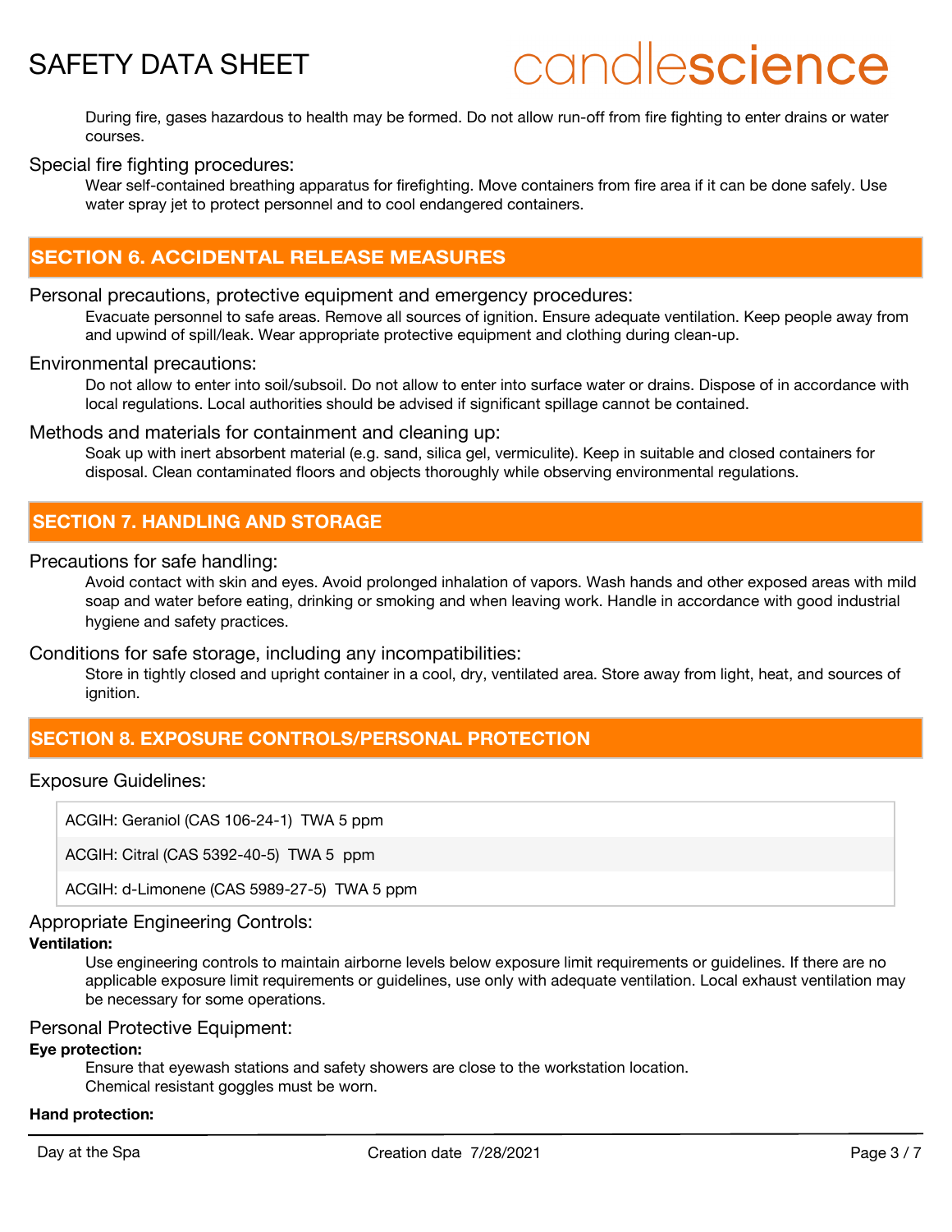During fire, gases hazardous to health may be formed. Do not allow run-off from fire fighting to enter drains or water courses.

Special fire fighting procedures:

Wear self-contained breathing apparatus for firefighting. Move containers from fire area if it can be done safely. Use water spray jet to protect personnel and to cool endangered containers.

## SECTION 6. ACCIDENTAL RELEASE MEASURES

Personal precautions, protective equipment and emergency procedures:

Evacuate personnel to safe areas. Remove all sources of ignition. Ensure adequate ventilation. Keep people away from and upwind of spill/leak. Wear appropriate protective equipment and clothing during clean-up.

Environmental precautions:

Do not allow to enter into soil/subsoil. Do not allow to enter into surface water or drains. Dispose of in accordance with local regulations. Local authorities should be advised if significant spillage cannot be contained.

Methods and materials for containment and cleaning up:

Soak up with inert absorbent material (e.g. sand, silica gel, vermiculite). Keep in suitable and closed containers for disposal. Clean contaminated floors and objects thoroughly while observing environmental regulations.

## SECTION 7. HANDLING AND STORAGE

Precautions for safe handling:

Avoid contact with skin and eyes. Avoid prolonged inhalation of vapors. Wash hands and other exposed areas with mild soap and water before eating, drinking or smoking and when leaving work. Handle in accordance with good industrial hygiene and safety practices.

Conditions for safe storage, including any incompatibilities:

Store in tightly closed and upright container in a cool, dry, ventilated area. Store away from light, heat, and sources of ignition.

## SECTION 8. EXPOSURE CONTROLS/PERSONAL PROTECTION

Exposure Guidelines:

| Exposure Guidelines |
|---|
| ACGIH: Geraniol (CAS 106-24-1) TWA 5 ppm |
| ACGIH: Citral (CAS 5392-40-5) TWA 5 ppm |
| ACGIH: d-Limonene (CAS 5989-27-5) TWA 5 ppm |

Appropriate Engineering Controls:

**Ventilation:**

Use engineering controls to maintain airborne levels below exposure limit requirements or guidelines. If there are no applicable exposure limit requirements or guidelines, use only with adequate ventilation. Local exhaust ventilation may be necessary for some operations.

Personal Protective Equipment:

**Eye protection:**

Ensure that eyewash stations and safety showers are close to the workstation location.
Chemical resistant goggles must be worn.

**Hand protection:**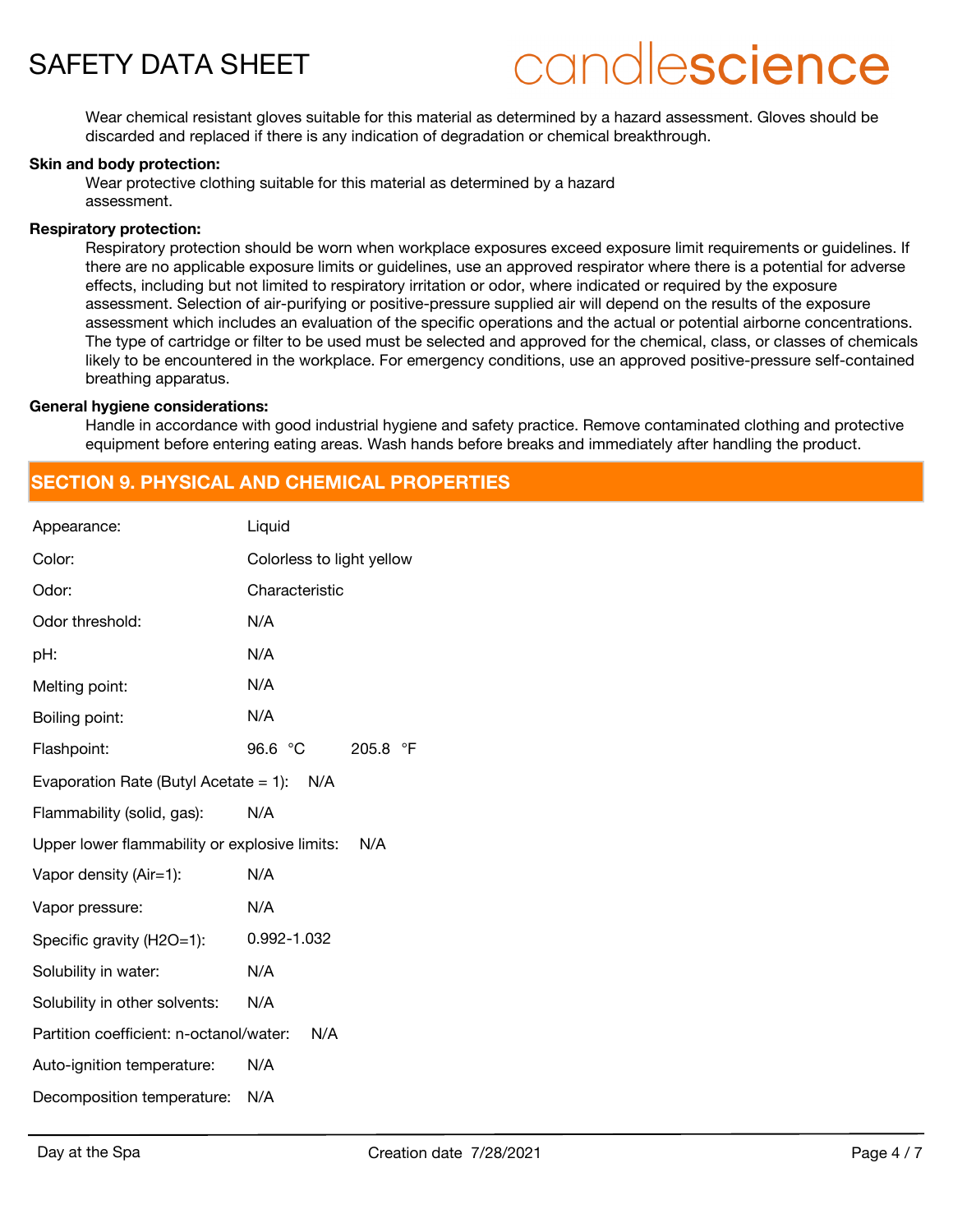Wear chemical resistant gloves suitable for this material as determined by a hazard assessment. Gloves should be discarded and replaced if there is any indication of degradation or chemical breakthrough.

**Skin and body protection:**

Wear protective clothing suitable for this material as determined by a hazard assessment.

**Respiratory protection:**

Respiratory protection should be worn when workplace exposures exceed exposure limit requirements or guidelines. If there are no applicable exposure limits or guidelines, use an approved respirator where there is a potential for adverse effects, including but not limited to respiratory irritation or odor, where indicated or required by the exposure assessment. Selection of air-purifying or positive-pressure supplied air will depend on the results of the exposure assessment which includes an evaluation of the specific operations and the actual or potential airborne concentrations. The type of cartridge or filter to be used must be selected and approved for the chemical, class, or classes of chemicals likely to be encountered in the workplace. For emergency conditions, use an approved positive-pressure self-contained breathing apparatus.

**General hygiene considerations:**

Handle in accordance with good industrial hygiene and safety practice. Remove contaminated clothing and protective equipment before entering eating areas. Wash hands before breaks and immediately after handling the product.

## SECTION 9. PHYSICAL AND CHEMICAL PROPERTIES

| Property | Value |
|---|---|
| Appearance: | Liquid |
| Color: | Colorless to light yellow |
| Odor: | Characteristic |
| Odor threshold: | N/A |
| pH: | N/A |
| Melting point: | N/A |
| Boiling point: | N/A |
| Flashpoint: | 96.6 °C 205.8 °F |
| Evaporation Rate (Butyl Acetate = 1): | N/A |
| Flammability (solid, gas): | N/A |
| Upper lower flammability or explosive limits: | N/A |
| Vapor density (Air=1): | N/A |
| Vapor pressure: | N/A |
| Specific gravity (H2O=1): | 0.992-1.032 |
| Solubility in water: | N/A |
| Solubility in other solvents: | N/A |
| Partition coefficient: n-octanol/water: | N/A |
| Auto-ignition temperature: | N/A |
| Decomposition temperature: | N/A |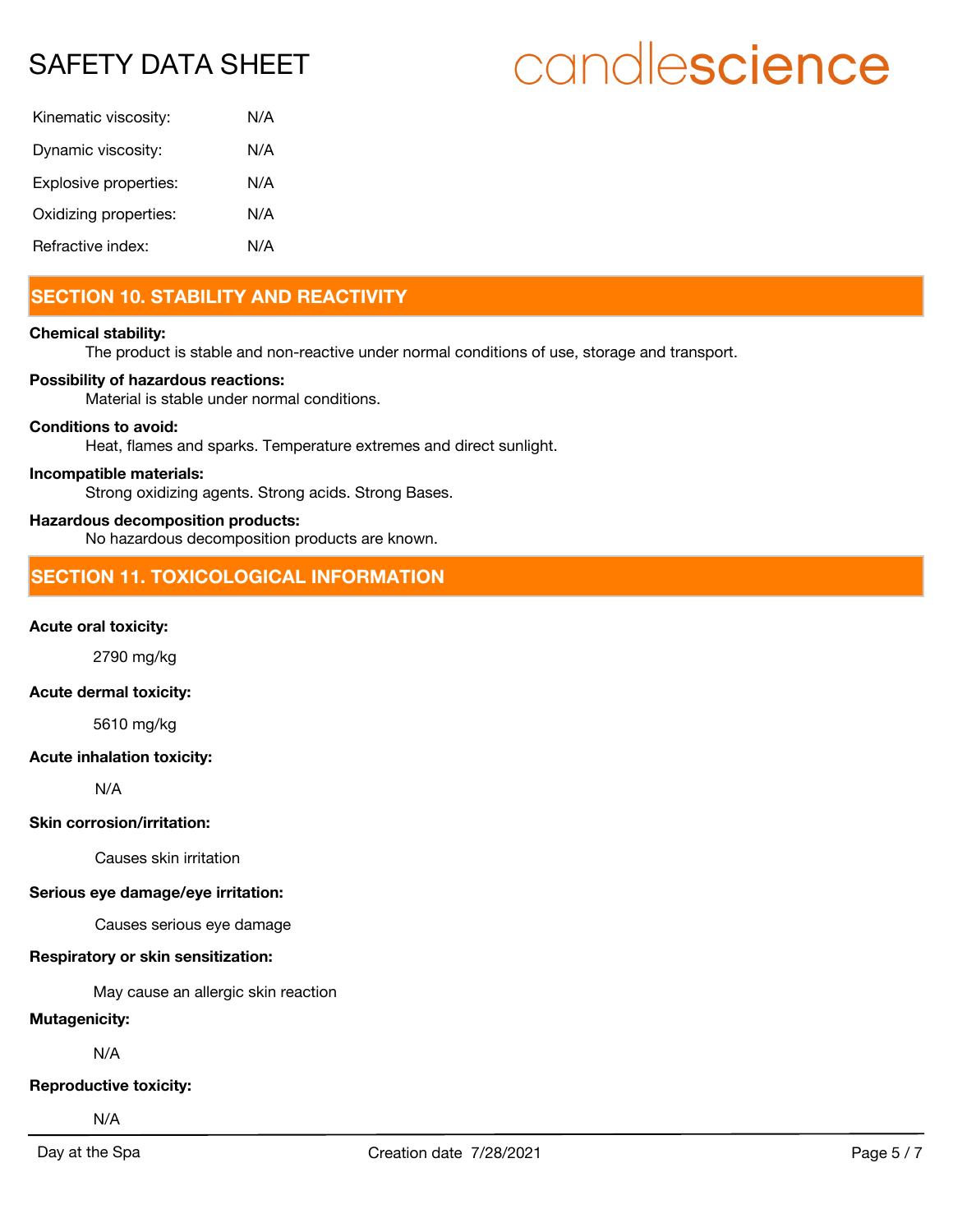| | |
|---|---|
| Kinematic viscosity: | N/A |
| Dynamic viscosity: | N/A |
| Explosive properties: | N/A |
| Oxidizing properties: | N/A |
| Refractive index: | N/A |

## SECTION 10. STABILITY AND REACTIVITY

**Chemical stability:**

The product is stable and non-reactive under normal conditions of use, storage and transport.

**Possibility of hazardous reactions:**

Material is stable under normal conditions.

**Conditions to avoid:**

Heat, flames and sparks. Temperature extremes and direct sunlight.

**Incompatible materials:**

Strong oxidizing agents. Strong acids. Strong Bases.

**Hazardous decomposition products:**

No hazardous decomposition products are known.

## SECTION 11. TOXICOLOGICAL INFORMATION

**Acute oral toxicity:**

2790 mg/kg

**Acute dermal toxicity:**

5610 mg/kg

**Acute inhalation toxicity:**

N/A

**Skin corrosion/irritation:**

Causes skin irritation

**Serious eye damage/eye irritation:**

Causes serious eye damage

**Respiratory or skin sensitization:**

May cause an allergic skin reaction

**Mutagenicity:**

N/A

**Reproductive toxicity:**

N/A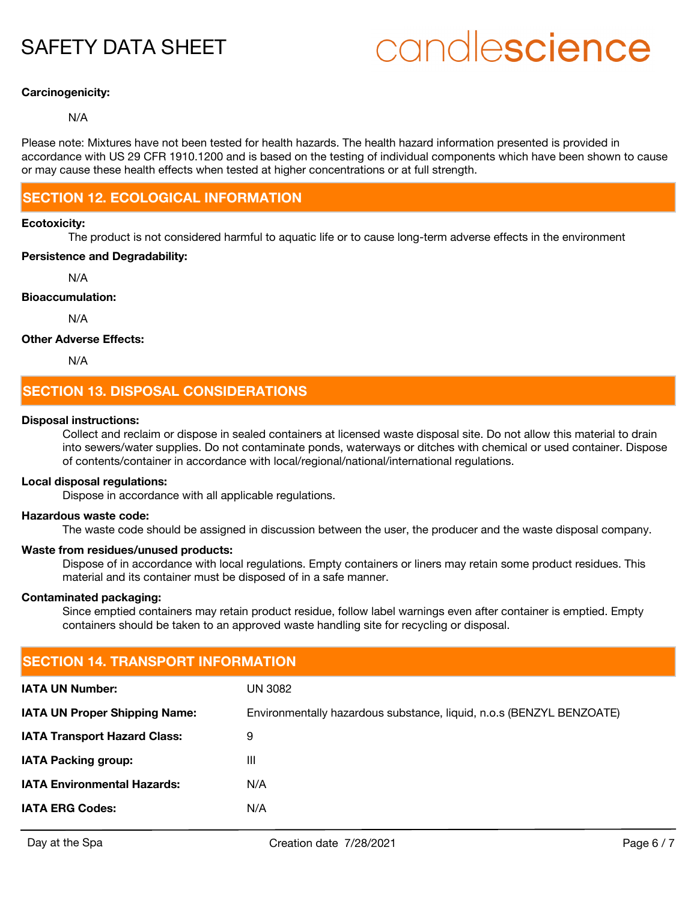**Carcinogenicity:**

N/A

Please note: Mixtures have not been tested for health hazards. The health hazard information presented is provided in accordance with US 29 CFR 1910.1200 and is based on the testing of individual components which have been shown to cause or may cause these health effects when tested at higher concentrations or at full strength.

## SECTION 12. ECOLOGICAL INFORMATION

**Ecotoxicity:**

The product is not considered harmful to aquatic life or to cause long-term adverse effects in the environment

**Persistence and Degradability:**

N/A

**Bioaccumulation:**

N/A

**Other Adverse Effects:**

N/A

## SECTION 13. DISPOSAL CONSIDERATIONS

**Disposal instructions:**

Collect and reclaim or dispose in sealed containers at licensed waste disposal site. Do not allow this material to drain into sewers/water supplies. Do not contaminate ponds, waterways or ditches with chemical or used container. Dispose of contents/container in accordance with local/regional/national/international regulations.

**Local disposal regulations:**

Dispose in accordance with all applicable regulations.

**Hazardous waste code:**

The waste code should be assigned in discussion between the user, the producer and the waste disposal company.

**Waste from residues/unused products:**

Dispose of in accordance with local regulations. Empty containers or liners may retain some product residues. This material and its container must be disposed of in a safe manner.

**Contaminated packaging:**

Since emptied containers may retain product residue, follow label warnings even after container is emptied. Empty containers should be taken to an approved waste handling site for recycling or disposal.

## SECTION 14. TRANSPORT INFORMATION

| | |
|---|---|
| **IATA UN Number:** | UN 3082 |
| **IATA UN Proper Shipping Name:** | Environmentally hazardous substance, liquid, n.o.s (BENZYL BENZOATE) |
| **IATA Transport Hazard Class:** | 9 |
| **IATA Packing group:** | III |
| **IATA Environmental Hazards:** | N/A |
| **IATA ERG Codes:** | N/A |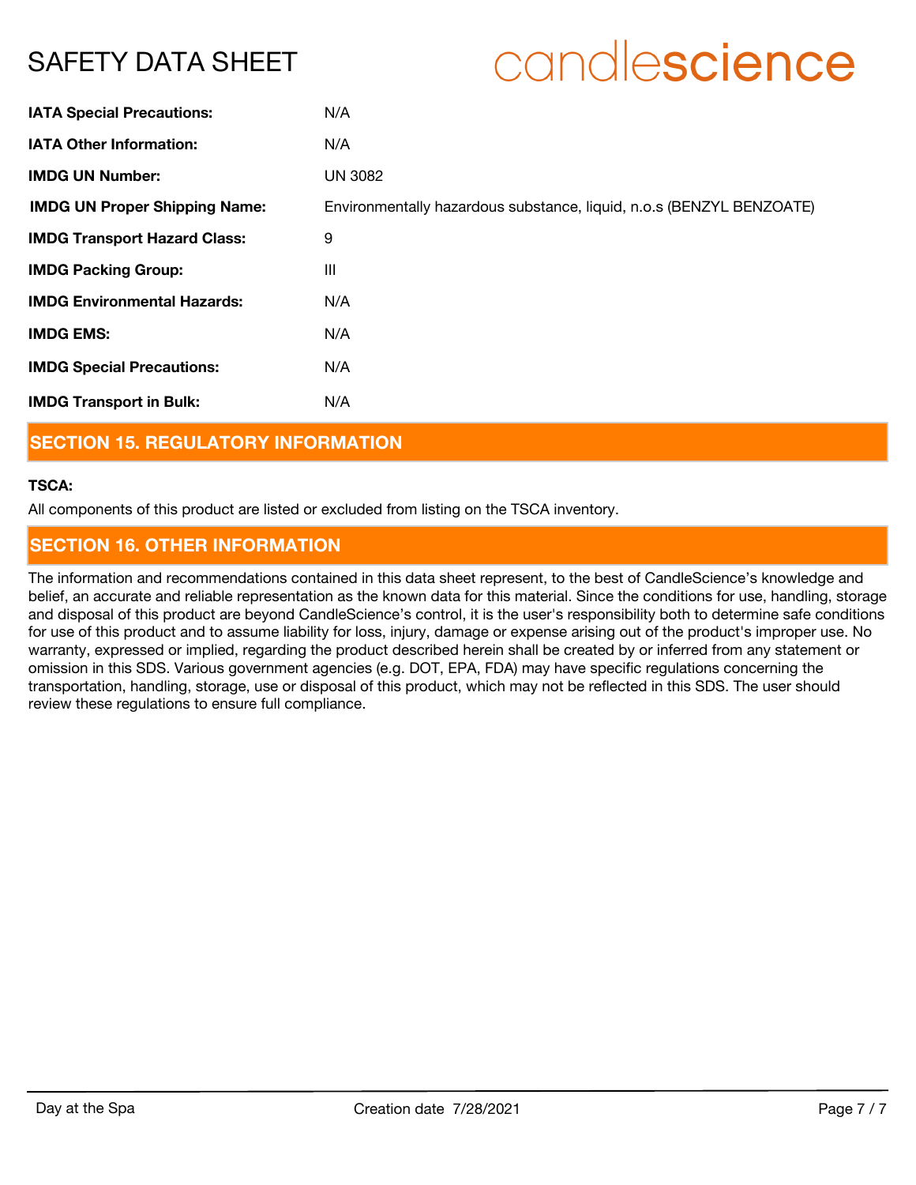| | |
|---|---|
| **IATA Special Precautions:** | N/A |
| **IATA Other Information:** | N/A |
| **IMDG UN Number:** | UN 3082 |
| **IMDG UN Proper Shipping Name:** | Environmentally hazardous substance, liquid, n.o.s (BENZYL BENZOATE) |
| **IMDG Transport Hazard Class:** | 9 |
| **IMDG Packing Group:** | III |
| **IMDG Environmental Hazards:** | N/A |
| **IMDG EMS:** | N/A |
| **IMDG Special Precautions:** | N/A |
| **IMDG Transport in Bulk:** | N/A |

## SECTION 15. REGULATORY INFORMATION

**TSCA:**

All components of this product are listed or excluded from listing on the TSCA inventory.

## SECTION 16. OTHER INFORMATION

The information and recommendations contained in this data sheet represent, to the best of CandleScience's knowledge and belief, an accurate and reliable representation as the known data for this material. Since the conditions for use, handling, storage and disposal of this product are beyond CandleScience's control, it is the user's responsibility both to determine safe conditions for use of this product and to assume liability for loss, injury, damage or expense arising out of the product's improper use. No warranty, expressed or implied, regarding the product described herein shall be created by or inferred from any statement or omission in this SDS. Various government agencies (e.g. DOT, EPA, FDA) may have specific regulations concerning the transportation, handling, storage, use or disposal of this product, which may not be reflected in this SDS. The user should review these regulations to ensure full compliance.